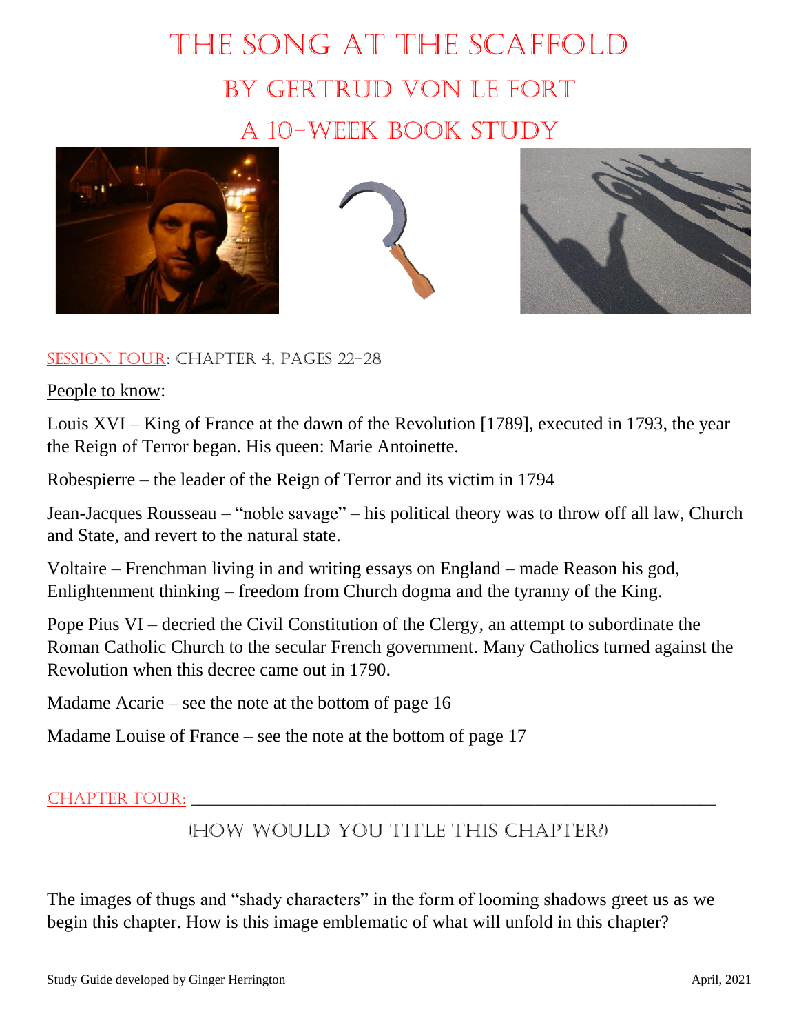# The Song at the Scaffold

## by Gertrud von le Fort

## A 10-Week Book Study

### Session Four: Chapter 4, Pages 22-28

People to know:

Louis XVI – King of France at the dawn of the Revolution [1789], executed in 1793, the year the Reign of Terror began. His queen: Marie Antoinette.

Robespierre – the leader of the Reign of Terror and its victim in 1794

Jean-Jacques Rousseau – "noble savage" – his political theory was to throw off all law, Church and State, and revert to the natural state.

Voltaire – Frenchman living in and writing essays on England – made Reason his god, Enlightenment thinking – freedom from Church dogma and the tyranny of the King.

Pope Pius VI – decried the Civil Constitution of the Clergy, an attempt to subordinate the Roman Catholic Church to the secular French government. Many Catholics turned against the Revolution when this decree came out in 1790.

Madame Acarie – see the note at the bottom of page 16

Madame Louise of France – see the note at the bottom of page 17

### Chapter Four: ____________________________________________

(How would you title this chapter?)

The images of thugs and "shady characters" in the form of looming shadows greet us as we begin this chapter. How is this image emblematic of what will unfold in this chapter?

Study Guide developed by Ginger Herrington — April, 2021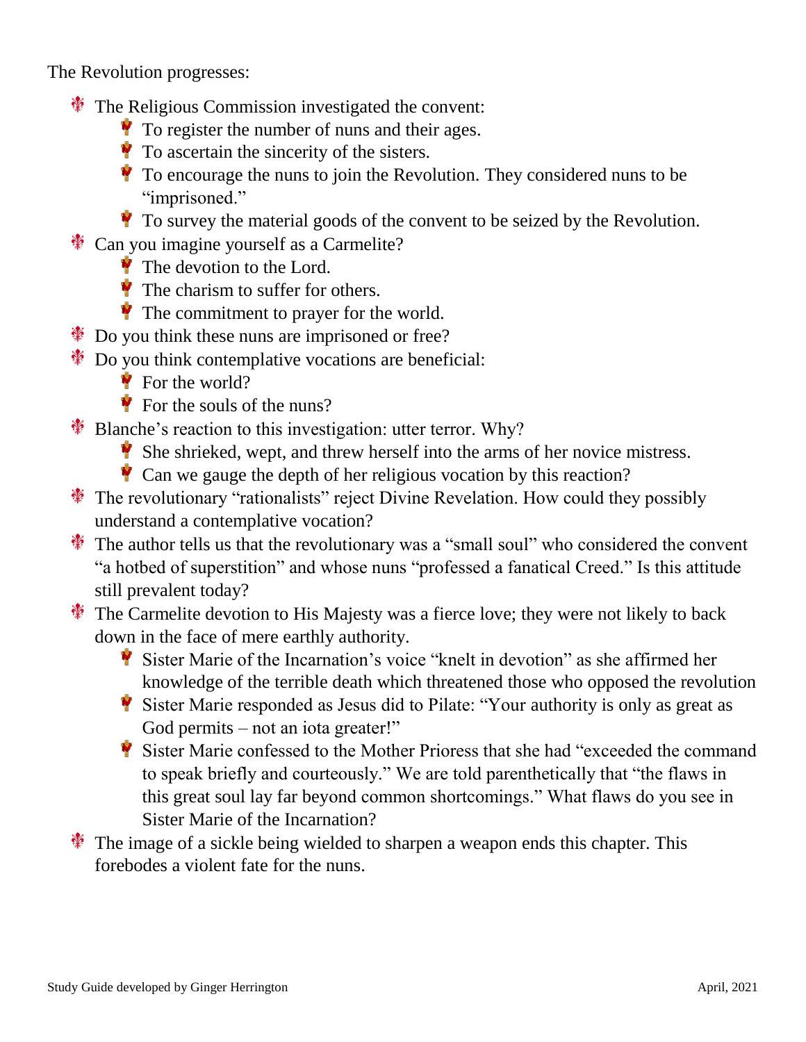The Revolution progresses:

- The Religious Commission investigated the convent:
  - To register the number of nuns and their ages.
  - To ascertain the sincerity of the sisters.
  - To encourage the nuns to join the Revolution. They considered nuns to be "imprisoned."
  - To survey the material goods of the convent to be seized by the Revolution.
- Can you imagine yourself as a Carmelite?
  - The devotion to the Lord.
  - The charism to suffer for others.
  - The commitment to prayer for the world.
- Do you think these nuns are imprisoned or free?
- Do you think contemplative vocations are beneficial:
  - For the world?
  - For the souls of the nuns?
- Blanche's reaction to this investigation: utter terror. Why?
  - She shrieked, wept, and threw herself into the arms of her novice mistress.
  - Can we gauge the depth of her religious vocation by this reaction?
- The revolutionary "rationalists" reject Divine Revelation. How could they possibly understand a contemplative vocation?
- The author tells us that the revolutionary was a "small soul" who considered the convent "a hotbed of superstition" and whose nuns "professed a fanatical Creed." Is this attitude still prevalent today?
- The Carmelite devotion to His Majesty was a fierce love; they were not likely to back down in the face of mere earthly authority.
  - Sister Marie of the Incarnation's voice "knelt in devotion" as she affirmed her knowledge of the terrible death which threatened those who opposed the revolution
  - Sister Marie responded as Jesus did to Pilate: "Your authority is only as great as God permits – not an iota greater!"
  - Sister Marie confessed to the Mother Prioress that she had "exceeded the command to speak briefly and courteously." We are told parenthetically that "the flaws in this great soul lay far beyond common shortcomings." What flaws do you see in Sister Marie of the Incarnation?
- The image of a sickle being wielded to sharpen a weapon ends this chapter. This forebodes a violent fate for the nuns.

Study Guide developed by Ginger Herrington April, 2021